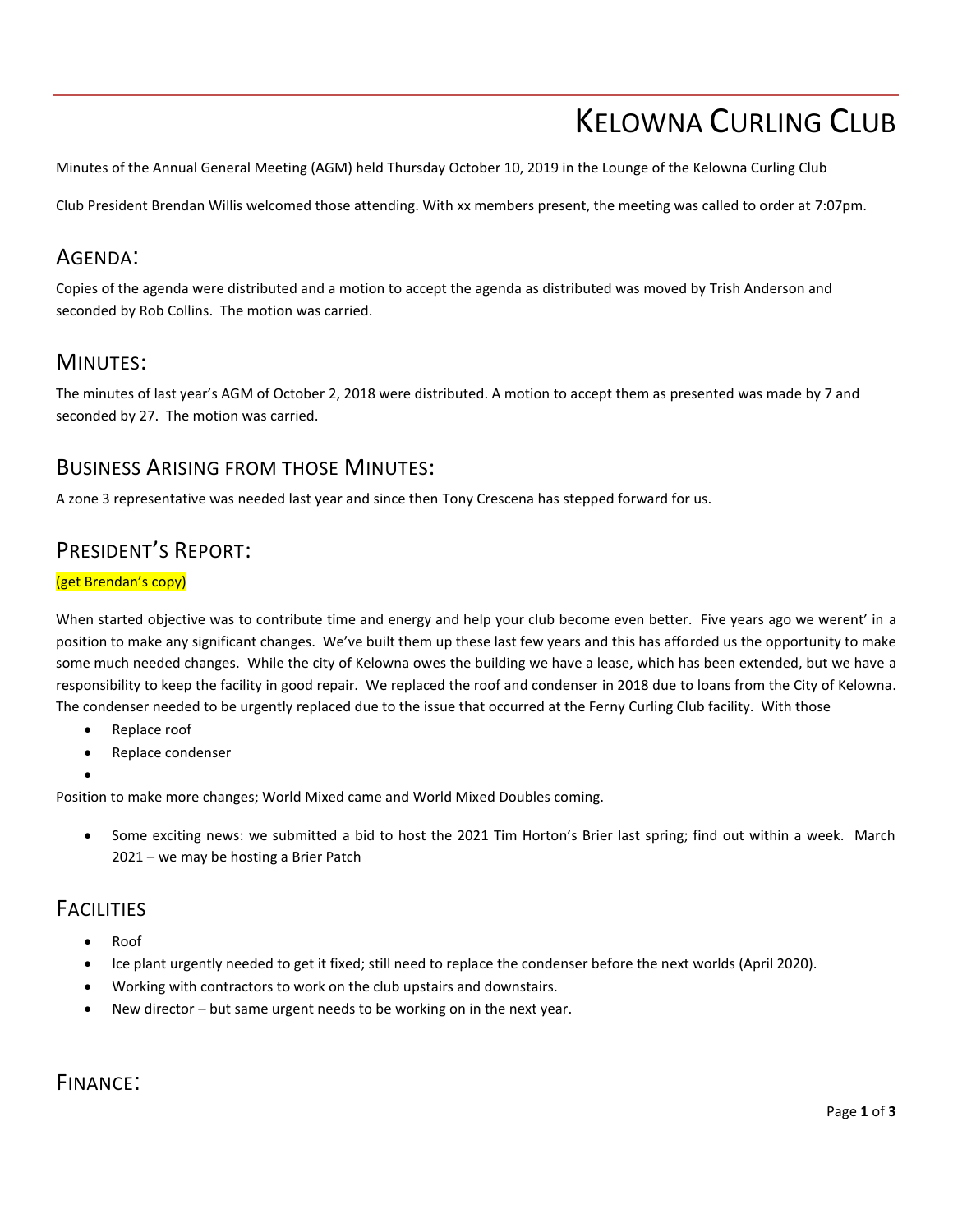# KELOWNA CURLING CLUB

Minutes of the Annual General Meeting (AGM) held Thursday October 10, 2019 in the Lounge of the Kelowna Curling Club

Club President Brendan Willis welcomed those attending. With xx members present, the meeting was called to order at 7:07pm.

## AGENDA:

Copies of the agenda were distributed and a motion to accept the agenda as distributed was moved by Trish Anderson and seconded by Rob Collins. The motion was carried.

## MINUTES:

The minutes of last year's AGM of October 2, 2018 were distributed. A motion to accept them as presented was made by 7 and seconded by 27. The motion was carried.

## BUSINESS ARISING FROM THOSE MINUTES:

A zone 3 representative was needed last year and since then Tony Crescena has stepped forward for us.

## PRESIDENT'S REPORT:

(get Brendan's copy)

When started objective was to contribute time and energy and help your club become even better. Five years ago we werent' in a position to make any significant changes. We've built them up these last few years and this has afforded us the opportunity to make some much needed changes. While the city of Kelowna owes the building we have a lease, which has been extended, but we have a responsibility to keep the facility in good repair. We replaced the roof and condenser in 2018 due to loans from the City of Kelowna. The condenser needed to be urgently replaced due to the issue that occurred at the Ferny Curling Club facility. With those

- Replace roof
- Replace condenser
- 

Position to make more changes; World Mixed came and World Mixed Doubles coming.

- Some exciting news: we submitted a bid to host the 2021 Tim Horton's Brier last spring; find out within a week. March 2021 – we may be hosting a Brier Patch

## FACILITIES

- Roof
- Ice plant urgently needed to get it fixed; still need to replace the condenser before the next worlds (April 2020).
- Working with contractors to work on the club upstairs and downstairs.
- New director – but same urgent needs to be working on in the next year.

## FINANCE: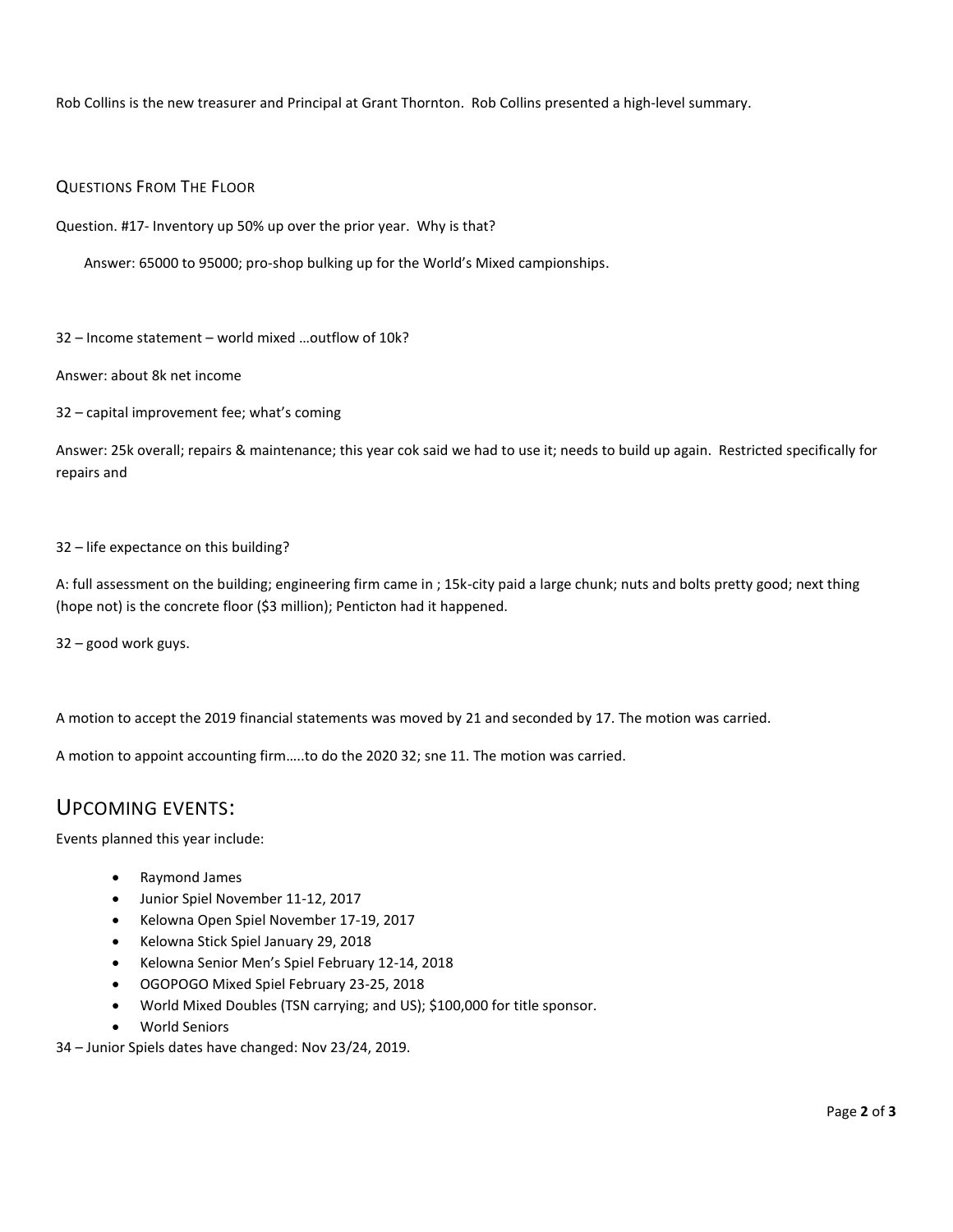Rob Collins is the new treasurer and Principal at Grant Thornton. Rob Collins presented a high-level summary.

### Questions From The Floor

Question. #17- Inventory up 50% up over the prior year. Why is that?

Answer: 65000 to 95000; pro-shop bulking up for the World's Mixed campionships.

32 – Income statement – world mixed …outflow of 10k?

Answer: about 8k net income

32 – capital improvement fee; what's coming

Answer: 25k overall; repairs & maintenance; this year cok said we had to use it; needs to build up again. Restricted specifically for repairs and

32 – life expectance on this building?

A: full assessment on the building; engineering firm came in ; 15k-city paid a large chunk; nuts and bolts pretty good; next thing (hope not) is the concrete floor ($3 million); Penticton had it happened.

32 – good work guys.

A motion to accept the 2019 financial statements was moved by 21 and seconded by 17. The motion was carried.

A motion to appoint accounting firm…..to do the 2020 32; sne 11. The motion was carried.

## Upcoming events:

Events planned this year include:

- Raymond James
- Junior Spiel November 11-12, 2017
- Kelowna Open Spiel November 17-19, 2017
- Kelowna Stick Spiel January 29, 2018
- Kelowna Senior Men's Spiel February 12-14, 2018
- OGOPOGO Mixed Spiel February 23-25, 2018
- World Mixed Doubles (TSN carrying; and US); $100,000 for title sponsor.
- World Seniors

34 – Junior Spiels dates have changed: Nov 23/24, 2019.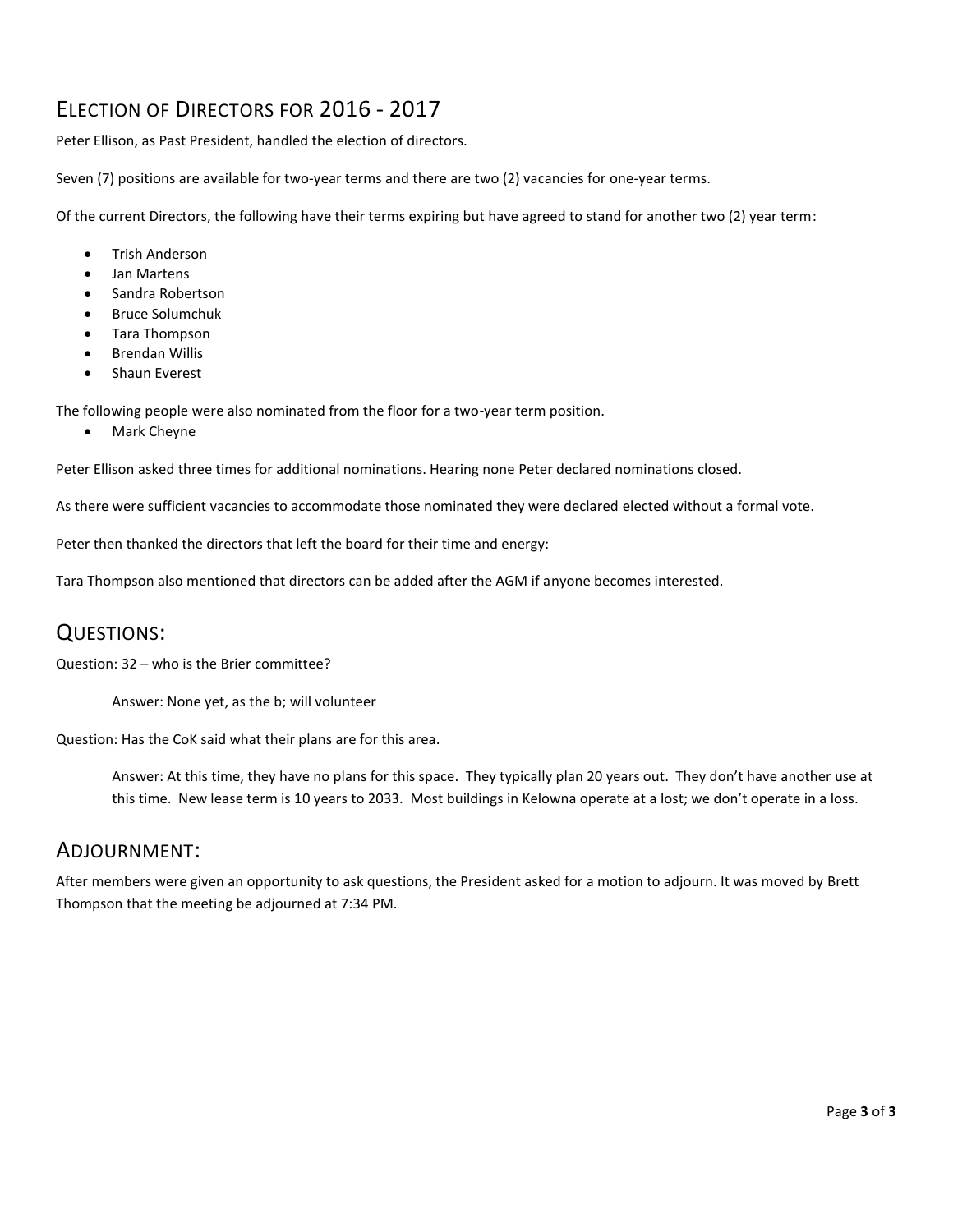## Election of Directors for 2016 - 2017

Peter Ellison, as Past President, handled the election of directors.

Seven (7) positions are available for two-year terms and there are two (2) vacancies for one-year terms.

Of the current Directors, the following have their terms expiring but have agreed to stand for another two (2) year term:

- Trish Anderson
- Jan Martens
- Sandra Robertson
- Bruce Solumchuk
- Tara Thompson
- Brendan Willis
- Shaun Everest

The following people were also nominated from the floor for a two-year term position.

- Mark Cheyne

Peter Ellison asked three times for additional nominations. Hearing none Peter declared nominations closed.

As there were sufficient vacancies to accommodate those nominated they were declared elected without a formal vote.

Peter then thanked the directors that left the board for their time and energy:

Tara Thompson also mentioned that directors can be added after the AGM if anyone becomes interested.

## Questions:

Question: 32 – who is the Brier committee?

> Answer: None yet, as the b; will volunteer

Question: Has the CoK said what their plans are for this area.

> Answer: At this time, they have no plans for this space. They typically plan 20 years out. They don't have another use at this time. New lease term is 10 years to 2033. Most buildings in Kelowna operate at a lost; we don't operate in a loss.

## Adjournment:

After members were given an opportunity to ask questions, the President asked for a motion to adjourn. It was moved by Brett Thompson that the meeting be adjourned at 7:34 PM.